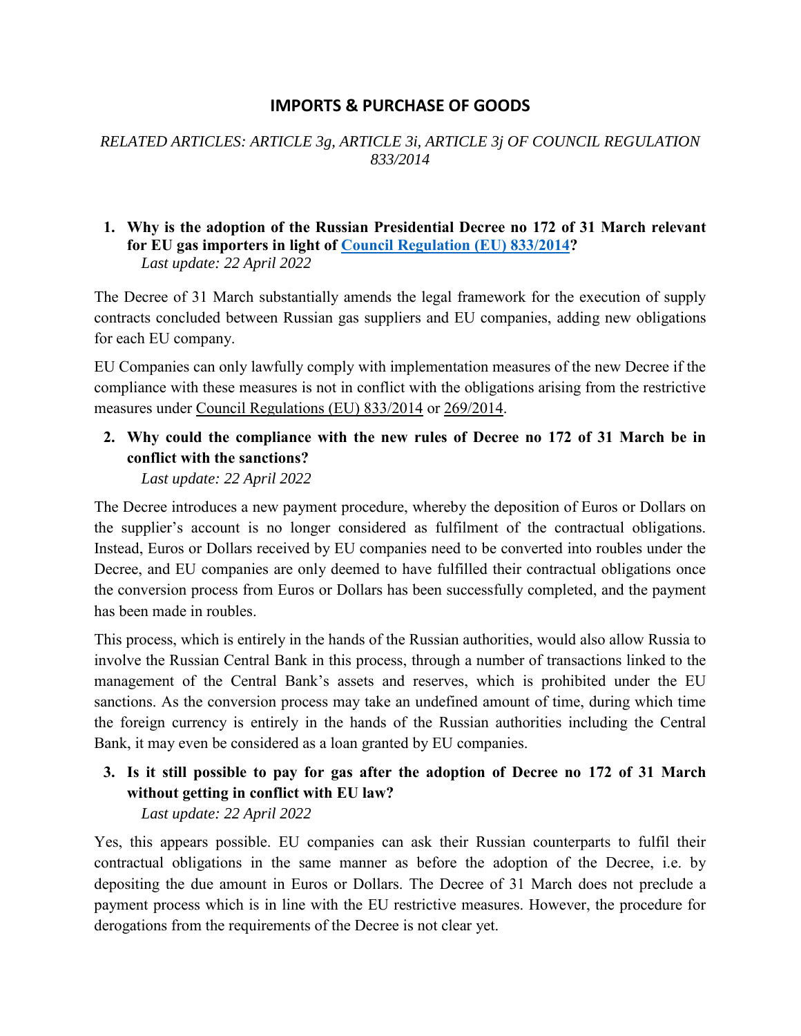# IMPORTS & PURCHASE OF GOODS

*RELATED ARTICLES: ARTICLE 3g, ARTICLE 3i, ARTICLE 3j OF COUNCIL REGULATION 833/2014*

1. **Why is the adoption of the Russian Presidential Decree no 172 of 31 March relevant for EU gas importers in light of [Council Regulation (EU) 833/2014](#)?**
   *Last update: 22 April 2022*

The Decree of 31 March substantially amends the legal framework for the execution of supply contracts concluded between Russian gas suppliers and EU companies, adding new obligations for each EU company.

EU Companies can only lawfully comply with implementation measures of the new Decree if the compliance with these measures is not in conflict with the obligations arising from the restrictive measures under Council Regulations (EU) 833/2014 or 269/2014.

2. **Why could the compliance with the new rules of Decree no 172 of 31 March be in conflict with the sanctions?**
   *Last update: 22 April 2022*

The Decree introduces a new payment procedure, whereby the deposition of Euros or Dollars on the supplier's account is no longer considered as fulfilment of the contractual obligations. Instead, Euros or Dollars received by EU companies need to be converted into roubles under the Decree, and EU companies are only deemed to have fulfilled their contractual obligations once the conversion process from Euros or Dollars has been successfully completed, and the payment has been made in roubles.

This process, which is entirely in the hands of the Russian authorities, would also allow Russia to involve the Russian Central Bank in this process, through a number of transactions linked to the management of the Central Bank's assets and reserves, which is prohibited under the EU sanctions. As the conversion process may take an undefined amount of time, during which time the foreign currency is entirely in the hands of the Russian authorities including the Central Bank, it may even be considered as a loan granted by EU companies.

3. **Is it still possible to pay for gas after the adoption of Decree no 172 of 31 March without getting in conflict with EU law?**
   *Last update: 22 April 2022*

Yes, this appears possible. EU companies can ask their Russian counterparts to fulfil their contractual obligations in the same manner as before the adoption of the Decree, i.e. by depositing the due amount in Euros or Dollars. The Decree of 31 March does not preclude a payment process which is in line with the EU restrictive measures. However, the procedure for derogations from the requirements of the Decree is not clear yet.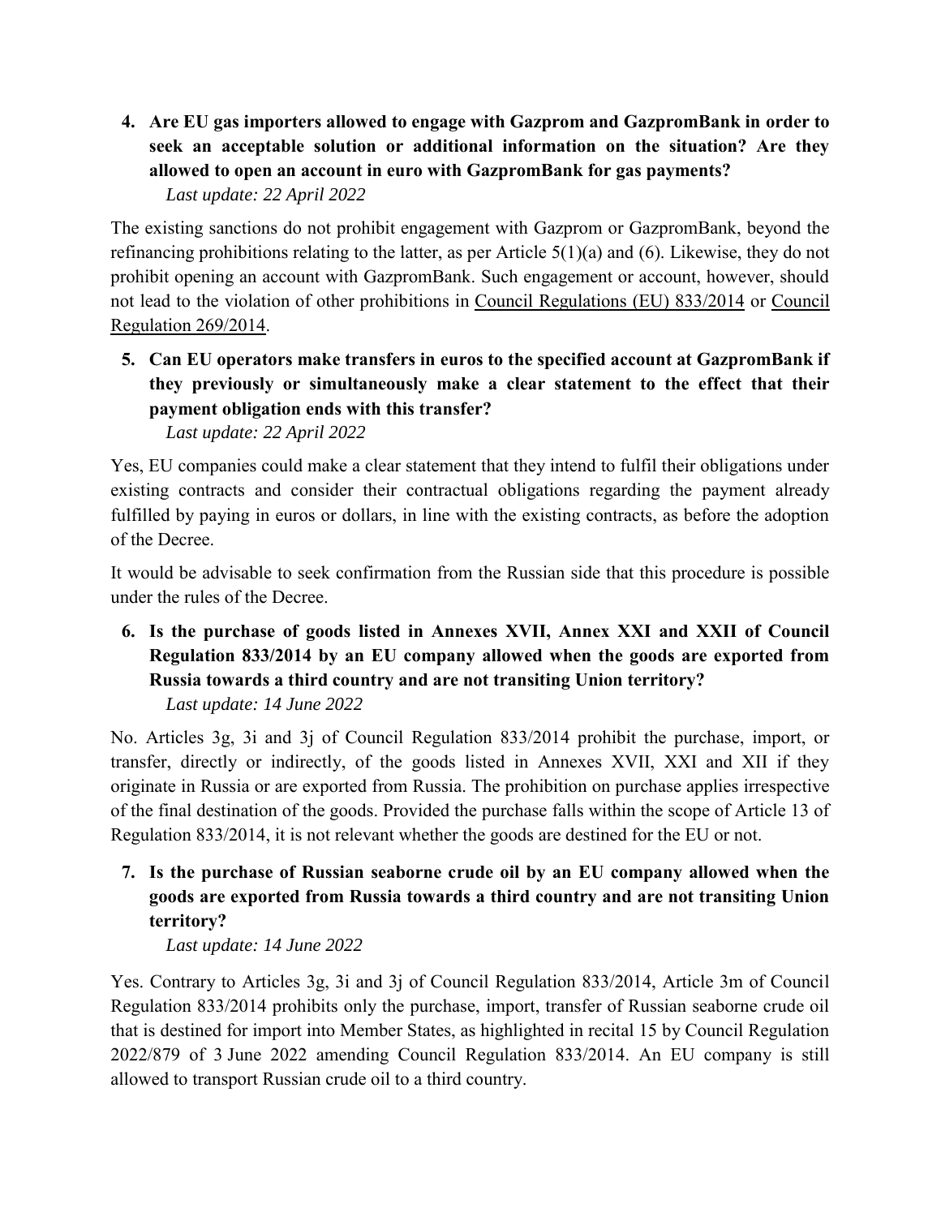4. **Are EU gas importers allowed to engage with Gazprom and GazpromBank in order to seek an acceptable solution or additional information on the situation? Are they allowed to open an account in euro with GazpromBank for gas payments?**
   *Last update: 22 April 2022*

The existing sanctions do not prohibit engagement with Gazprom or GazpromBank, beyond the refinancing prohibitions relating to the latter, as per Article 5(1)(a) and (6). Likewise, they do not prohibit opening an account with GazpromBank. Such engagement or account, however, should not lead to the violation of other prohibitions in Council Regulations (EU) 833/2014 or Council Regulation 269/2014.

5. **Can EU operators make transfers in euros to the specified account at GazpromBank if they previously or simultaneously make a clear statement to the effect that their payment obligation ends with this transfer?**
   *Last update: 22 April 2022*

Yes, EU companies could make a clear statement that they intend to fulfil their obligations under existing contracts and consider their contractual obligations regarding the payment already fulfilled by paying in euros or dollars, in line with the existing contracts, as before the adoption of the Decree.

It would be advisable to seek confirmation from the Russian side that this procedure is possible under the rules of the Decree.

6. **Is the purchase of goods listed in Annexes XVII, Annex XXI and XXII of Council Regulation 833/2014 by an EU company allowed when the goods are exported from Russia towards a third country and are not transiting Union territory?**
   *Last update: 14 June 2022*

No. Articles 3g, 3i and 3j of Council Regulation 833/2014 prohibit the purchase, import, or transfer, directly or indirectly, of the goods listed in Annexes XVII, XXI and XII if they originate in Russia or are exported from Russia. The prohibition on purchase applies irrespective of the final destination of the goods. Provided the purchase falls within the scope of Article 13 of Regulation 833/2014, it is not relevant whether the goods are destined for the EU or not.

7. **Is the purchase of Russian seaborne crude oil by an EU company allowed when the goods are exported from Russia towards a third country and are not transiting Union territory?**
   *Last update: 14 June 2022*

Yes. Contrary to Articles 3g, 3i and 3j of Council Regulation 833/2014, Article 3m of Council Regulation 833/2014 prohibits only the purchase, import, transfer of Russian seaborne crude oil that is destined for import into Member States, as highlighted in recital 15 by Council Regulation 2022/879 of 3 June 2022 amending Council Regulation 833/2014. An EU company is still allowed to transport Russian crude oil to a third country.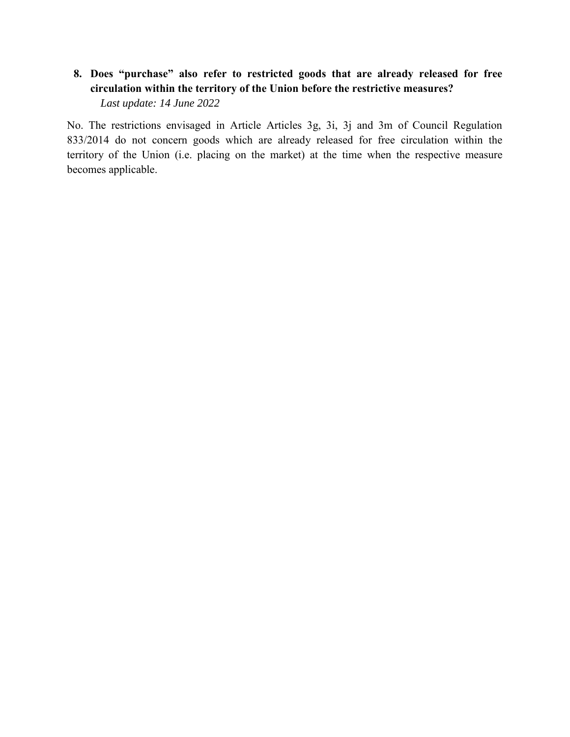8. **Does "purchase" also refer to restricted goods that are already released for free circulation within the territory of the Union before the restrictive measures?**
   *Last update: 14 June 2022*

No. The restrictions envisaged in Article Articles 3g, 3i, 3j and 3m of Council Regulation 833/2014 do not concern goods which are already released for free circulation within the territory of the Union (i.e. placing on the market) at the time when the respective measure becomes applicable.